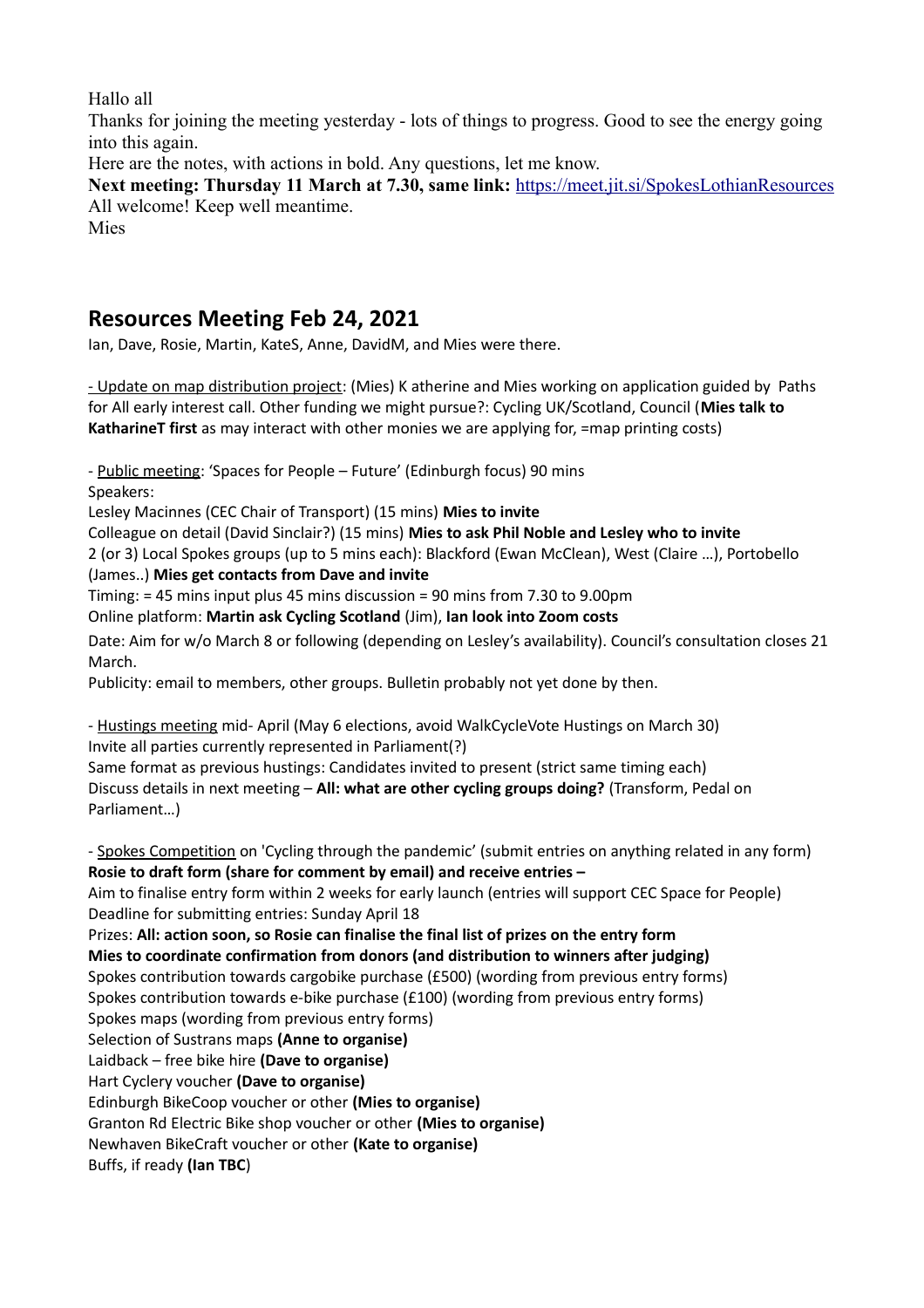Hallo all

Thanks for joining the meeting yesterday - lots of things to progress. Good to see the energy going into this again.

Here are the notes, with actions in bold. Any questions, let me know.

**Next meeting: Thursday 11 March at 7.30, same link:** https://meet.jit.si/SpokesLothianResources

All welcome! Keep well meantime.

Mies

## Resources Meeting Feb 24, 2021

Ian, Dave, Rosie, Martin, KateS, Anne, DavidM, and Mies were there.

- Update on map distribution project: (Mies) K atherine and Mies working on application guided by Paths for All early interest call. Other funding we might pursue?: Cycling UK/Scotland, Council (**Mies talk to KatharineT first** as may interact with other monies we are applying for, =map printing costs)

- Public meeting: 'Spaces for People – Future' (Edinburgh focus) 90 mins

Speakers:

Lesley Macinnes (CEC Chair of Transport) (15 mins) **Mies to invite**

Colleague on detail (David Sinclair?) (15 mins) **Mies to ask Phil Noble and Lesley who to invite**

2 (or 3) Local Spokes groups (up to 5 mins each): Blackford (Ewan McClean), West (Claire …), Portobello (James..) **Mies get contacts from Dave and invite**

Timing: = 45 mins input plus 45 mins discussion = 90 mins from 7.30 to 9.00pm

Online platform: **Martin ask Cycling Scotland** (Jim), **Ian look into Zoom costs**

Date: Aim for w/o March 8 or following (depending on Lesley's availability). Council's consultation closes 21 March.

Publicity: email to members, other groups. Bulletin probably not yet done by then.

- Hustings meeting mid- April (May 6 elections, avoid WalkCycleVote Hustings on March 30)

Invite all parties currently represented in Parliament(?)

Same format as previous hustings: Candidates invited to present (strict same timing each)

Discuss details in next meeting – **All: what are other cycling groups doing?** (Transform, Pedal on Parliament…)

- Spokes Competition on 'Cycling through the pandemic' (submit entries on anything related in any form)

**Rosie to draft form (share for comment by email) and receive entries –**

Aim to finalise entry form within 2 weeks for early launch (entries will support CEC Space for People)

Deadline for submitting entries: Sunday April 18

Prizes: **All: action soon, so Rosie can finalise the final list of prizes on the entry form**

**Mies to coordinate confirmation from donors (and distribution to winners after judging)**

Spokes contribution towards cargobike purchase (£500) (wording from previous entry forms)

Spokes contribution towards e-bike purchase (£100) (wording from previous entry forms)

Spokes maps (wording from previous entry forms)

Selection of Sustrans maps **(Anne to organise)**

Laidback – free bike hire **(Dave to organise)**

Hart Cyclery voucher **(Dave to organise)**

Edinburgh BikeCoop voucher or other **(Mies to organise)**

Granton Rd Electric Bike shop voucher or other **(Mies to organise)**

Newhaven BikeCraft voucher or other **(Kate to organise)**

Buffs, if ready **(Ian TBC)**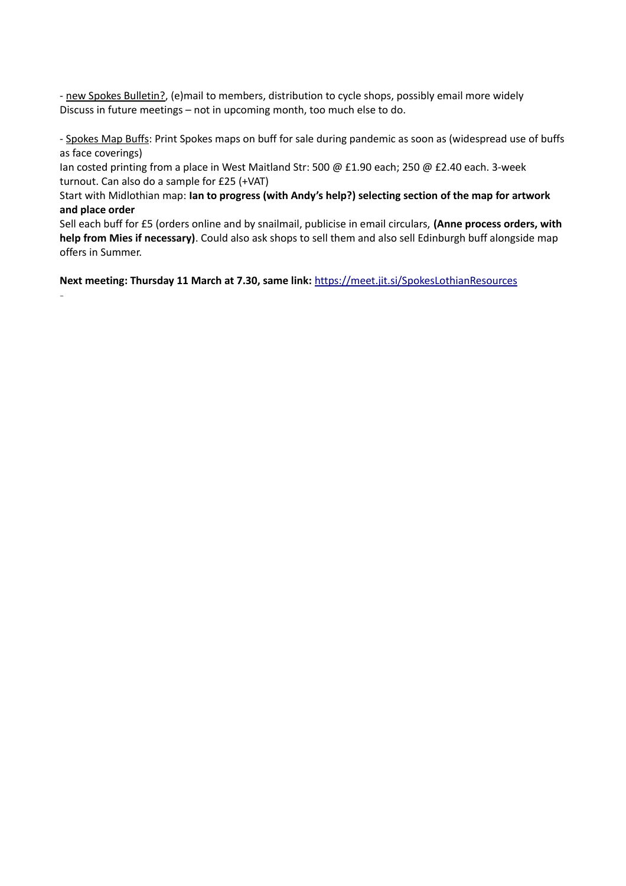- new Spokes Bulletin?, (e)mail to members, distribution to cycle shops, possibly email more widely
Discuss in future meetings – not in upcoming month, too much else to do.

- Spokes Map Buffs: Print Spokes maps on buff for sale during pandemic as soon as (widespread use of buffs as face coverings)
Ian costed printing from a place in West Maitland Str: 500 @ £1.90 each; 250 @ £2.40 each. 3-week turnout. Can also do a sample for £25 (+VAT)
Start with Midlothian map: **Ian to progress (with Andy's help?) selecting section of the map for artwork and place order**
Sell each buff for £5 (orders online and by snailmail, publicise in email circulars, **(Anne process orders, with help from Mies if necessary)**. Could also ask shops to sell them and also sell Edinburgh buff alongside map offers in Summer.

**Next meeting: Thursday 11 March at 7.30, same link:** https://meet.jit.si/SpokesLothianResources

-